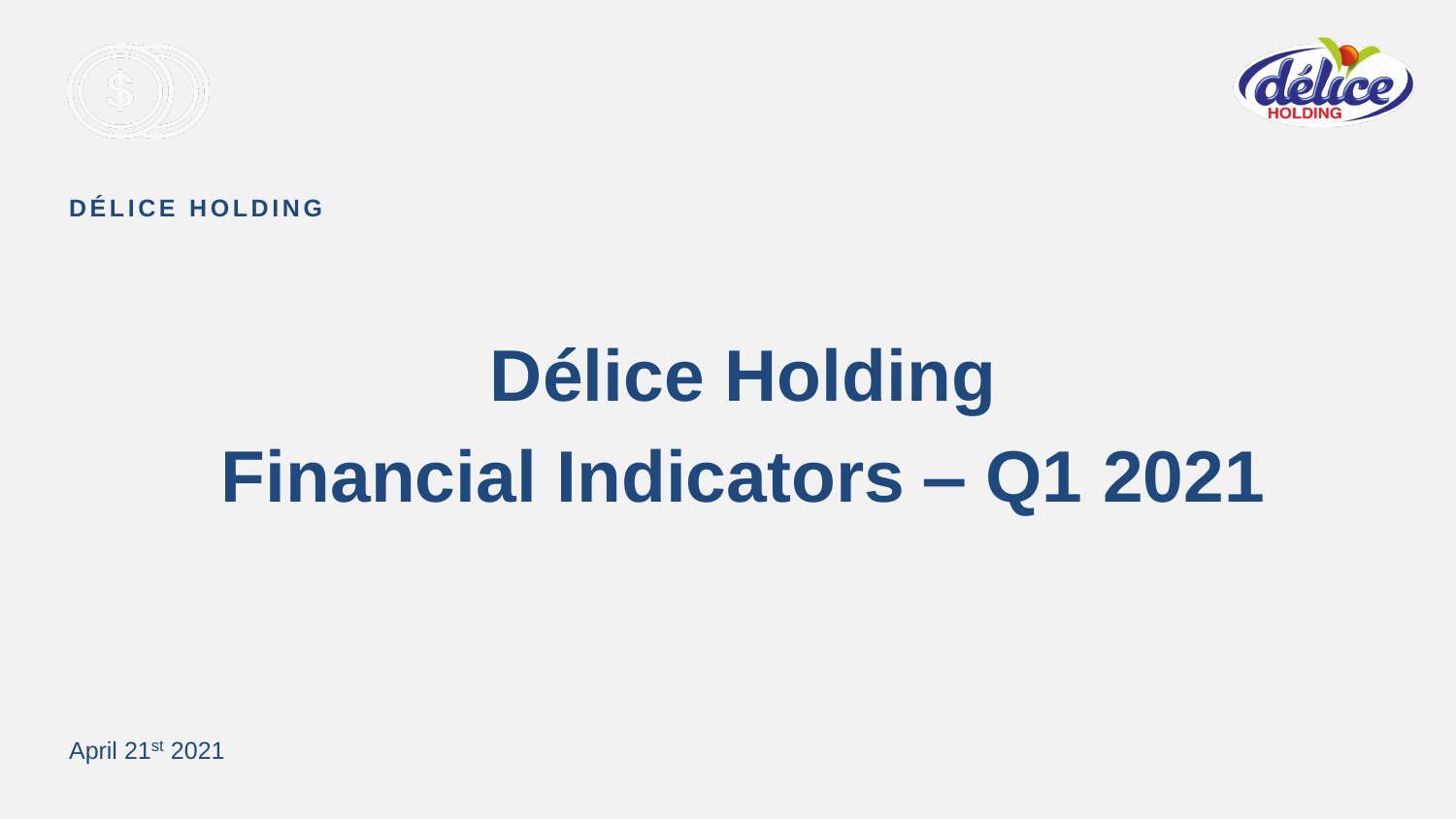**DÉLICE HOLDING**

# Délice Holding
# Financial Indicators – Q1 2021

April 21st 2021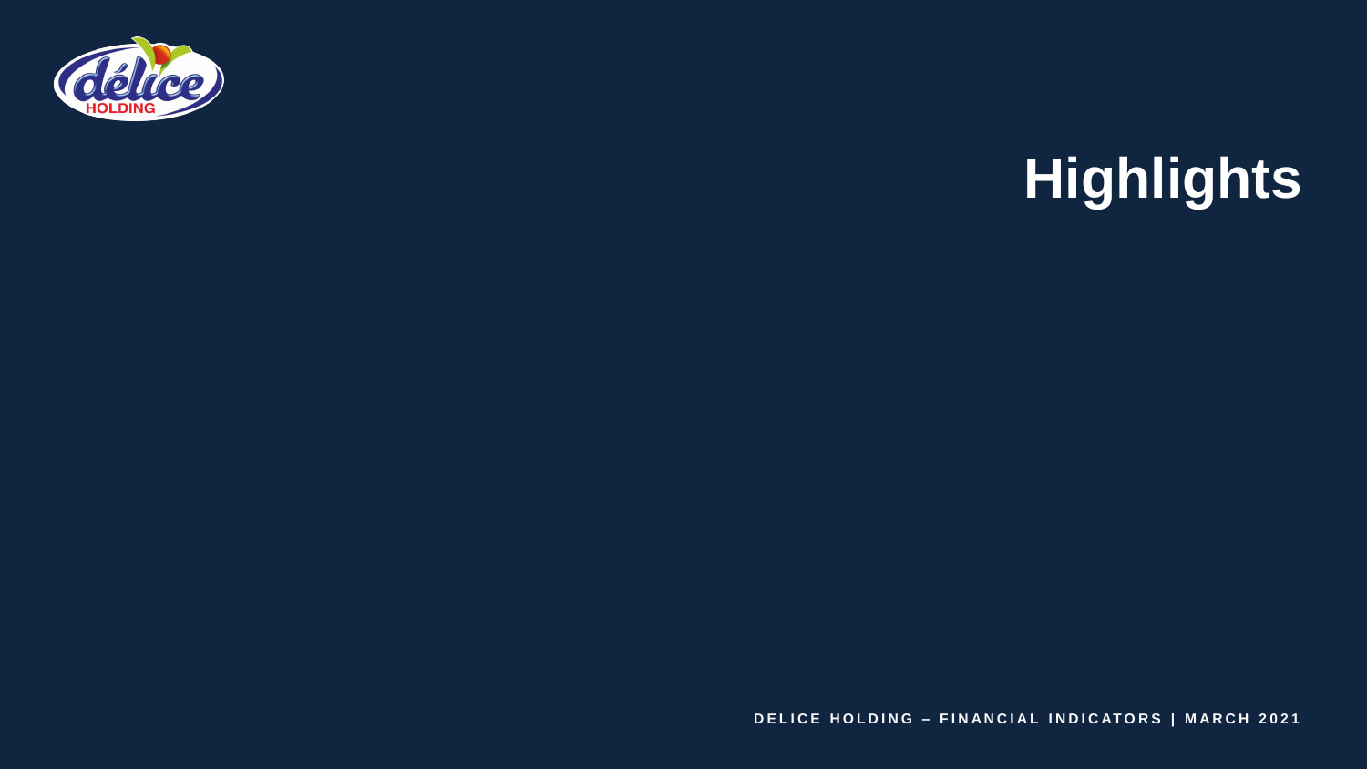# Highlights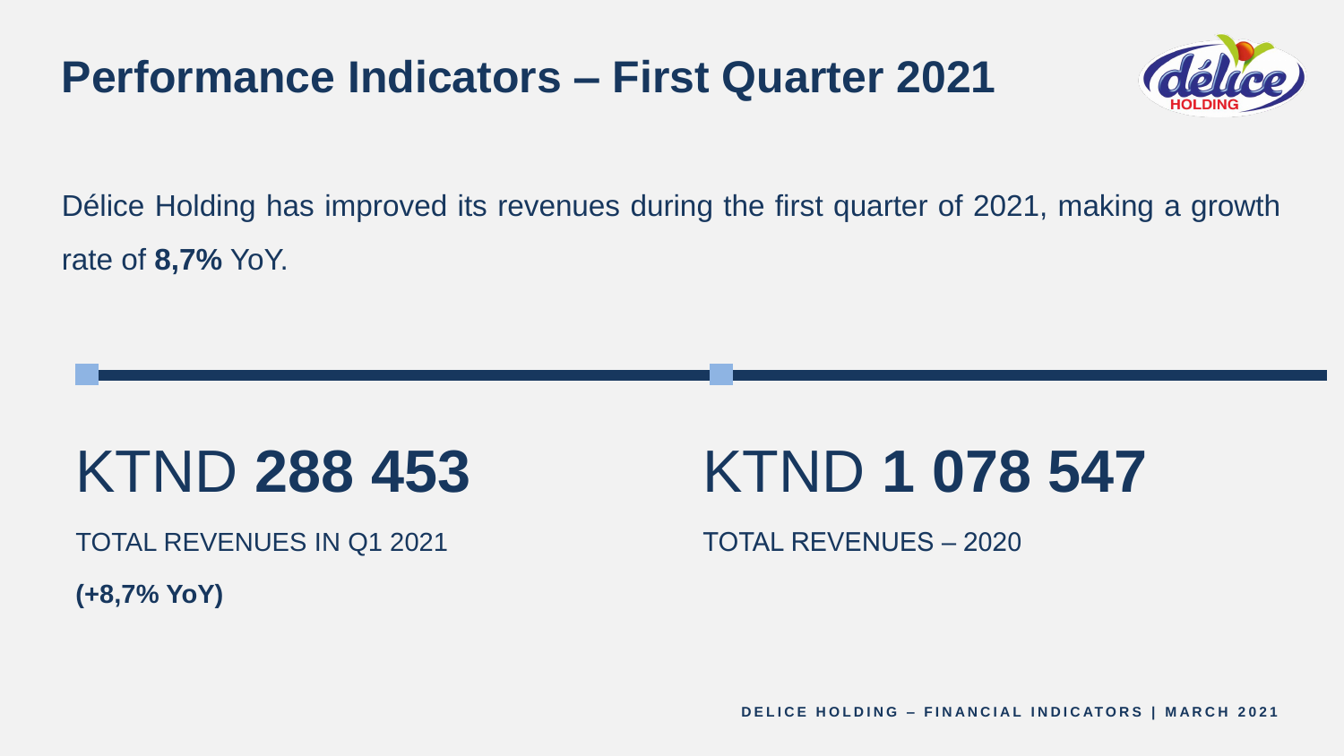# Performance Indicators – First Quarter 2021

Délice Holding has improved its revenues during the first quarter of 2021, making a growth rate of **8,7%** YoY.

KTND **288 453**

TOTAL REVENUES IN Q1 2021

**(+8,7% YoY)**

KTND **1 078 547**

TOTAL REVENUES – 2020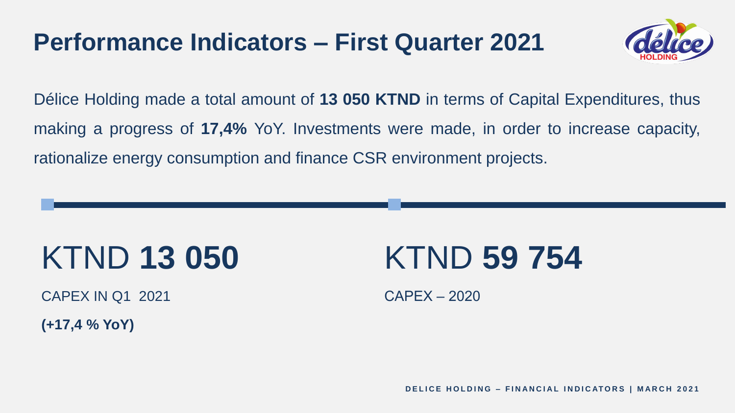# Performance Indicators – First Quarter 2021

Délice Holding made a total amount of **13 050 KTND** in terms of Capital Expenditures, thus making a progress of **17,4%** YoY. Investments were made, in order to increase capacity, rationalize energy consumption and finance CSR environment projects.

KTND **13 050**

CAPEX IN Q1 2021

**(+17,4 % YoY)**

KTND **59 754**

CAPEX – 2020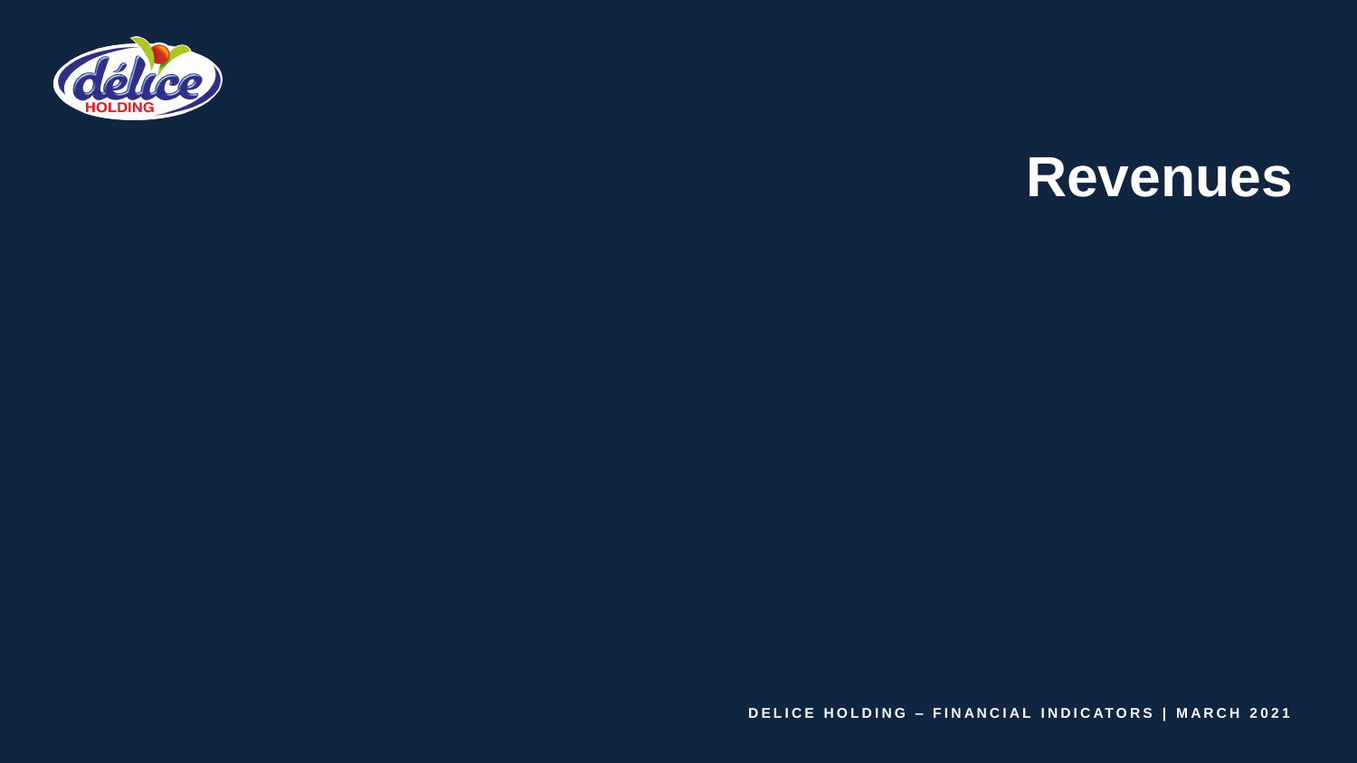# Revenues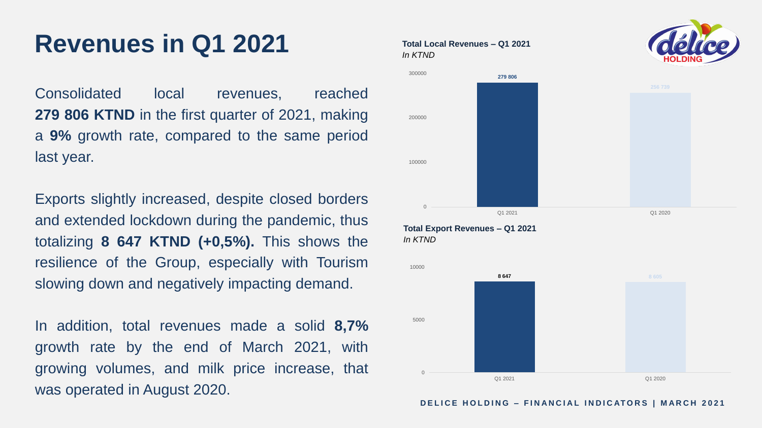# Revenues in Q1 2021

Consolidated local revenues, reached **279 806 KTND** in the first quarter of 2021, making a **9%** growth rate, compared to the same period last year.

Exports slightly increased, despite closed borders and extended lockdown during the pandemic, thus totalizing **8 647 KTND (+0,5%).** This shows the resilience of the Group, especially with Tourism slowing down and negatively impacting demand.

In addition, total revenues made a solid **8,7%** growth rate by the end of March 2021, with growing volumes, and milk price increase, that was operated in August 2020.

**Total Local Revenues – Q1 2021**
*In KTND*

| | Q1 2021 | Q1 2020 |
|---|---|---|
| Total Local Revenues | 279 806 | 256 739 |

**Total Export Revenues – Q1 2021**
*In KTND*

| | Q1 2021 | Q1 2020 |
|---|---|---|
| Total Export Revenues | 8 647 | 8 605 |

DELICE HOLDING – FINANCIAL INDICATORS | MARCH 2021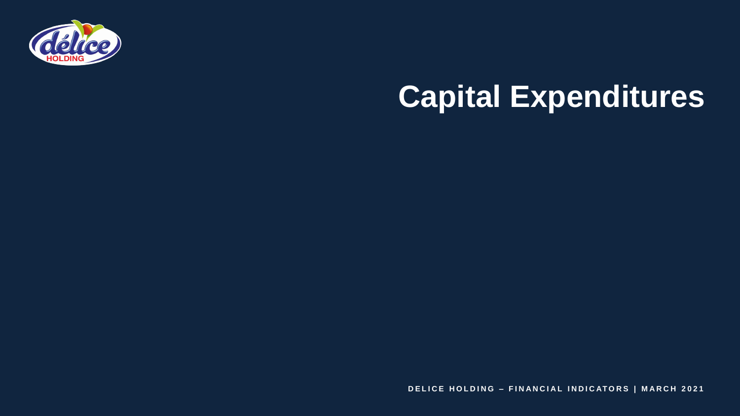# Capital Expenditures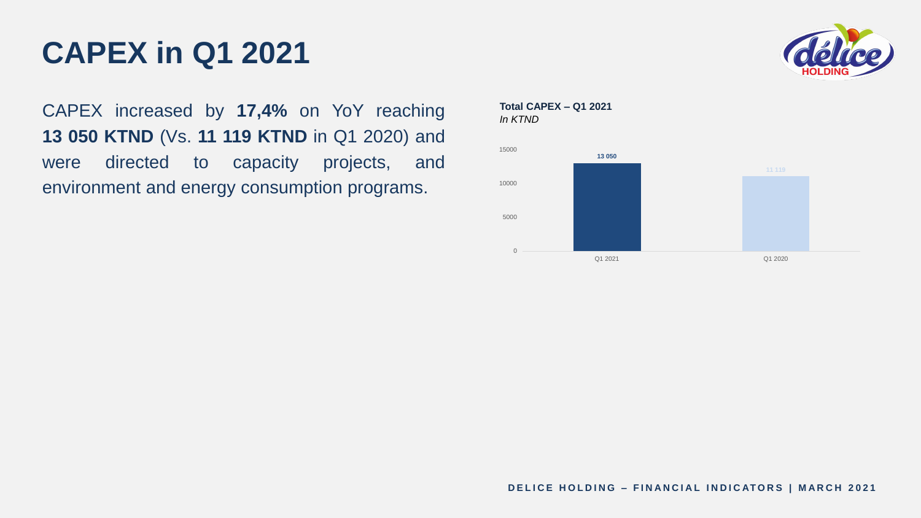# CAPEX in Q1 2021

CAPEX increased by **17,4%** on YoY reaching **13 050 KTND** (Vs. **11 119 KTND** in Q1 2020) and were directed to capacity projects, and environment and energy consumption programs.

**Total CAPEX – Q1 2021**
*In KTND*

| | Q1 2021 | Q1 2020 |
|---|---|---|
| Total CAPEX | 13 050 | 11 119 |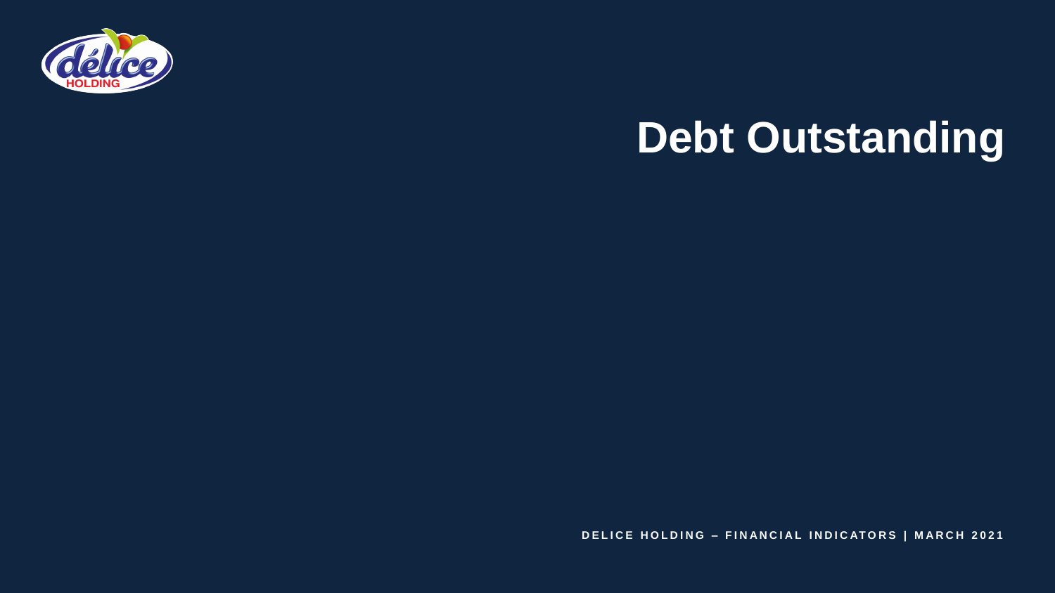# Debt Outstanding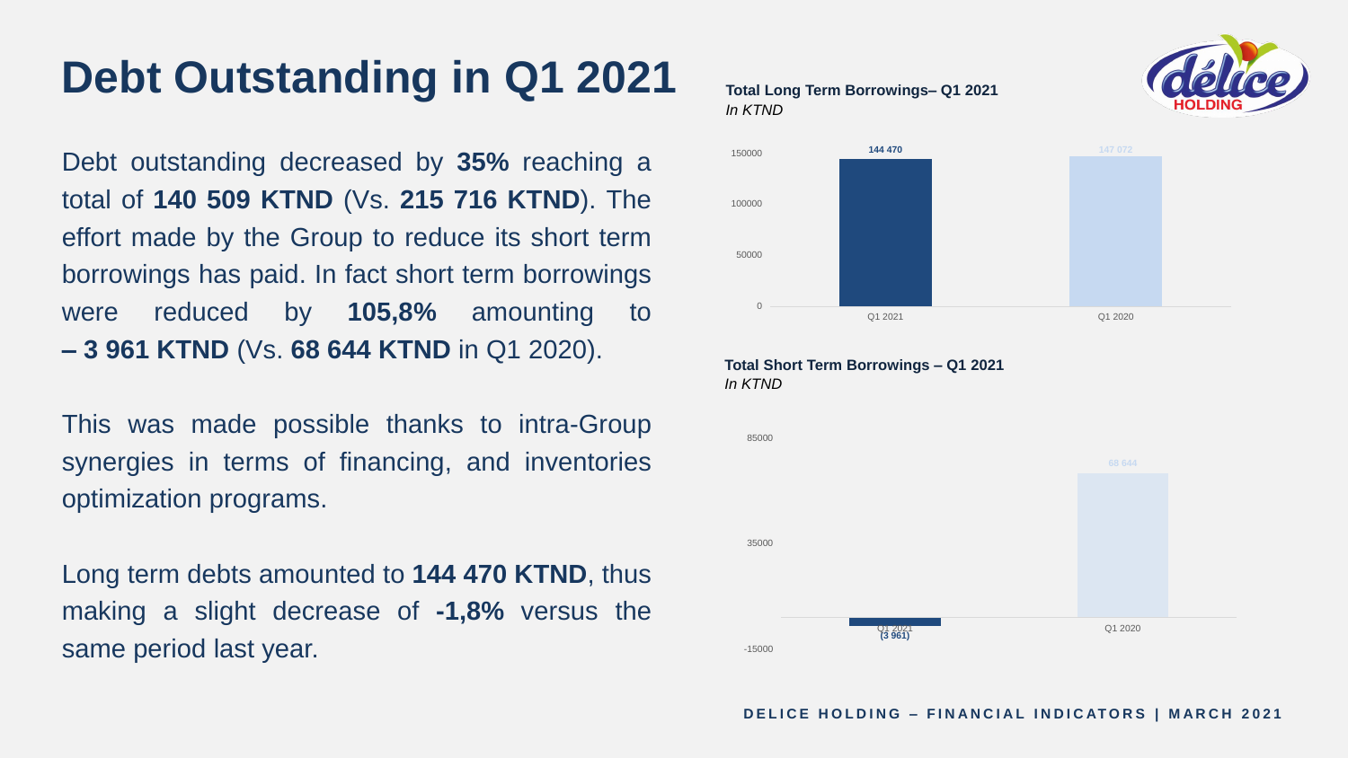# Debt Outstanding in Q1 2021

Debt outstanding decreased by **35%** reaching a total of **140 509 KTND** (Vs. **215 716 KTND**). The effort made by the Group to reduce its short term borrowings has paid. In fact short term borrowings were reduced by **105,8%** amounting to **– 3 961 KTND** (Vs. **68 644 KTND** in Q1 2020).

This was made possible thanks to intra-Group synergies in terms of financing, and inventories optimization programs.

Long term debts amounted to **144 470 KTND**, thus making a slight decrease of **-1,8%** versus the same period last year.

**Total Long Term Borrowings– Q1 2021**
*In KTND*

| | Q1 2021 | Q1 2020 |
|---|---|---|
| Total Long Term Borrowings | 144 470 | 147 072 |

**Total Short Term Borrowings – Q1 2021**
*In KTND*

| | Q1 2021 | Q1 2020 |
|---|---|---|
| Total Short Term Borrowings | (3 961) | 68 644 |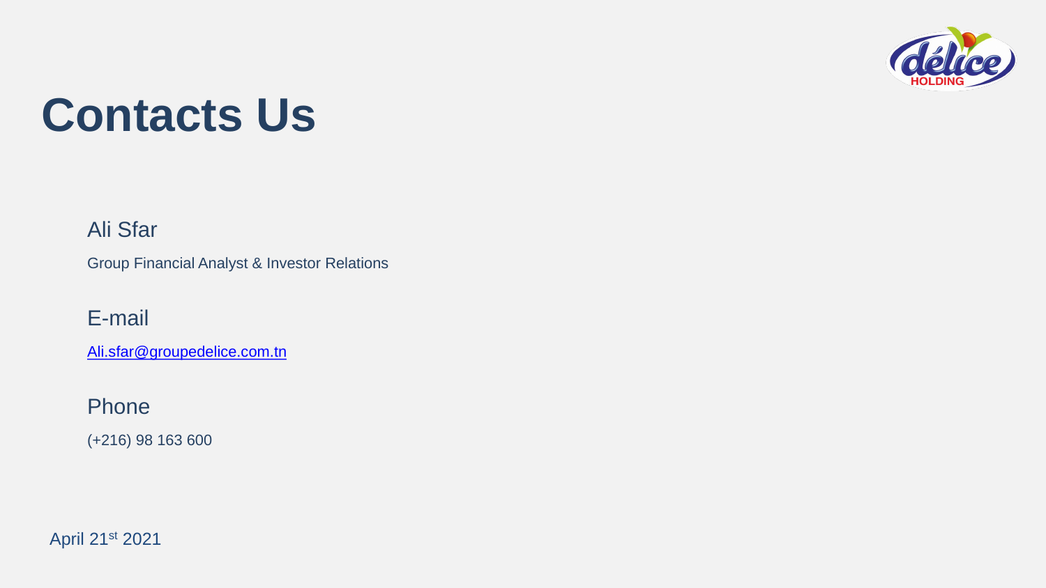# Contacts Us

Ali Sfar

Group Financial Analyst & Investor Relations

E-mail

Ali.sfar@groupedelice.com.tn

Phone

(+216) 98 163 600

April 21st 2021